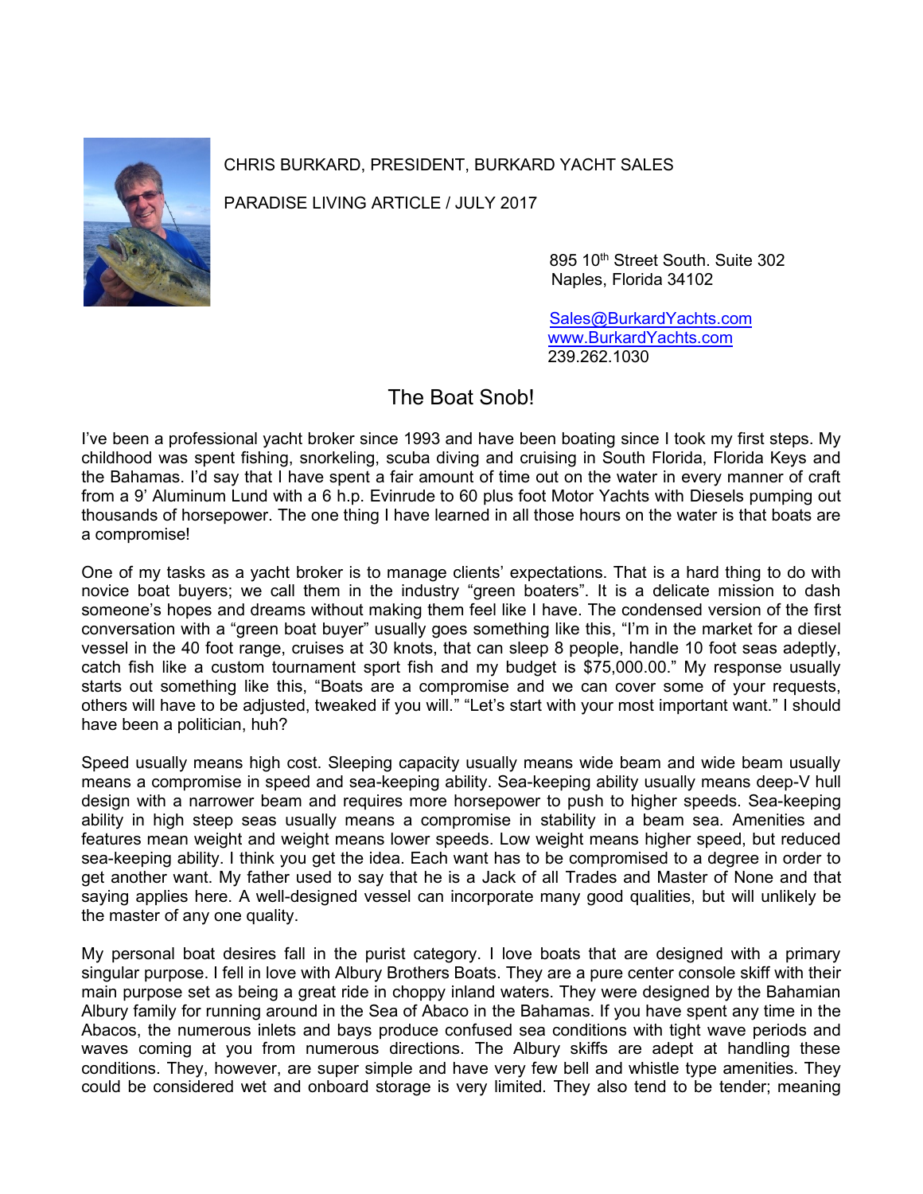CHRIS BURKARD, PRESIDENT, BURKARD YACHT SALES

PARADISE LIVING ARTICLE / JULY 2017

895 10th Street South. Suite 302
Naples, Florida 34102

Sales@BurkardYachts.com
www.BurkardYachts.com
239.262.1030

# The Boat Snob!

I've been a professional yacht broker since 1993 and have been boating since I took my first steps. My childhood was spent fishing, snorkeling, scuba diving and cruising in South Florida, Florida Keys and the Bahamas. I'd say that I have spent a fair amount of time out on the water in every manner of craft from a 9' Aluminum Lund with a 6 h.p. Evinrude to 60 plus foot Motor Yachts with Diesels pumping out thousands of horsepower. The one thing I have learned in all those hours on the water is that boats are a compromise!

One of my tasks as a yacht broker is to manage clients' expectations. That is a hard thing to do with novice boat buyers; we call them in the industry "green boaters". It is a delicate mission to dash someone's hopes and dreams without making them feel like I have. The condensed version of the first conversation with a "green boat buyer" usually goes something like this, "I'm in the market for a diesel vessel in the 40 foot range, cruises at 30 knots, that can sleep 8 people, handle 10 foot seas adeptly, catch fish like a custom tournament sport fish and my budget is $75,000.00." My response usually starts out something like this, "Boats are a compromise and we can cover some of your requests, others will have to be adjusted, tweaked if you will." "Let's start with your most important want." I should have been a politician, huh?

Speed usually means high cost. Sleeping capacity usually means wide beam and wide beam usually means a compromise in speed and sea-keeping ability. Sea-keeping ability usually means deep-V hull design with a narrower beam and requires more horsepower to push to higher speeds. Sea-keeping ability in high steep seas usually means a compromise in stability in a beam sea. Amenities and features mean weight and weight means lower speeds. Low weight means higher speed, but reduced sea-keeping ability. I think you get the idea. Each want has to be compromised to a degree in order to get another want. My father used to say that he is a Jack of all Trades and Master of None and that saying applies here. A well-designed vessel can incorporate many good qualities, but will unlikely be the master of any one quality.

My personal boat desires fall in the purist category. I love boats that are designed with a primary singular purpose. I fell in love with Albury Brothers Boats. They are a pure center console skiff with their main purpose set as being a great ride in choppy inland waters. They were designed by the Bahamian Albury family for running around in the Sea of Abaco in the Bahamas. If you have spent any time in the Abacos, the numerous inlets and bays produce confused sea conditions with tight wave periods and waves coming at you from numerous directions. The Albury skiffs are adept at handling these conditions. They, however, are super simple and have very few bell and whistle type amenities. They could be considered wet and onboard storage is very limited. They also tend to be tender; meaning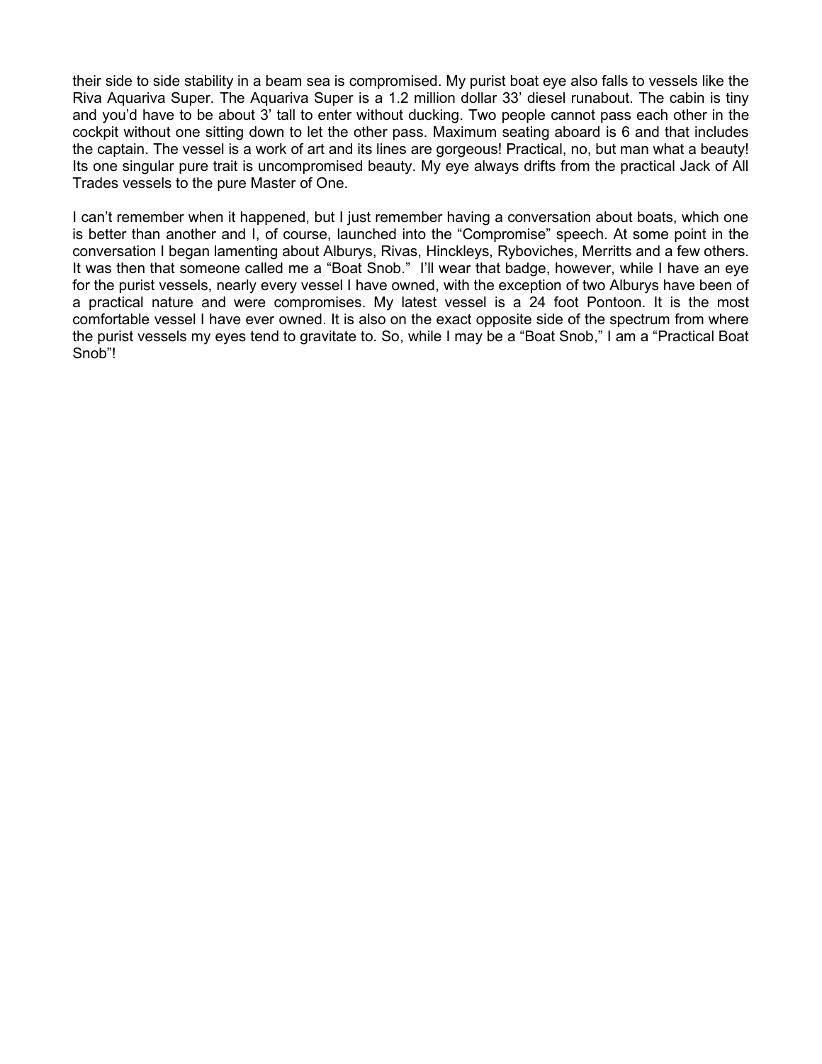their side to side stability in a beam sea is compromised. My purist boat eye also falls to vessels like the Riva Aquariva Super. The Aquariva Super is a 1.2 million dollar 33' diesel runabout. The cabin is tiny and you'd have to be about 3' tall to enter without ducking. Two people cannot pass each other in the cockpit without one sitting down to let the other pass. Maximum seating aboard is 6 and that includes the captain. The vessel is a work of art and its lines are gorgeous! Practical, no, but man what a beauty! Its one singular pure trait is uncompromised beauty. My eye always drifts from the practical Jack of All Trades vessels to the pure Master of One.

I can't remember when it happened, but I just remember having a conversation about boats, which one is better than another and I, of course, launched into the "Compromise" speech. At some point in the conversation I began lamenting about Alburys, Rivas, Hinckleys, Ryboviches, Merritts and a few others. It was then that someone called me a "Boat Snob." I'll wear that badge, however, while I have an eye for the purist vessels, nearly every vessel I have owned, with the exception of two Alburys have been of a practical nature and were compromises. My latest vessel is a 24 foot Pontoon. It is the most comfortable vessel I have ever owned. It is also on the exact opposite side of the spectrum from where the purist vessels my eyes tend to gravitate to. So, while I may be a "Boat Snob," I am a "Practical Boat Snob"!